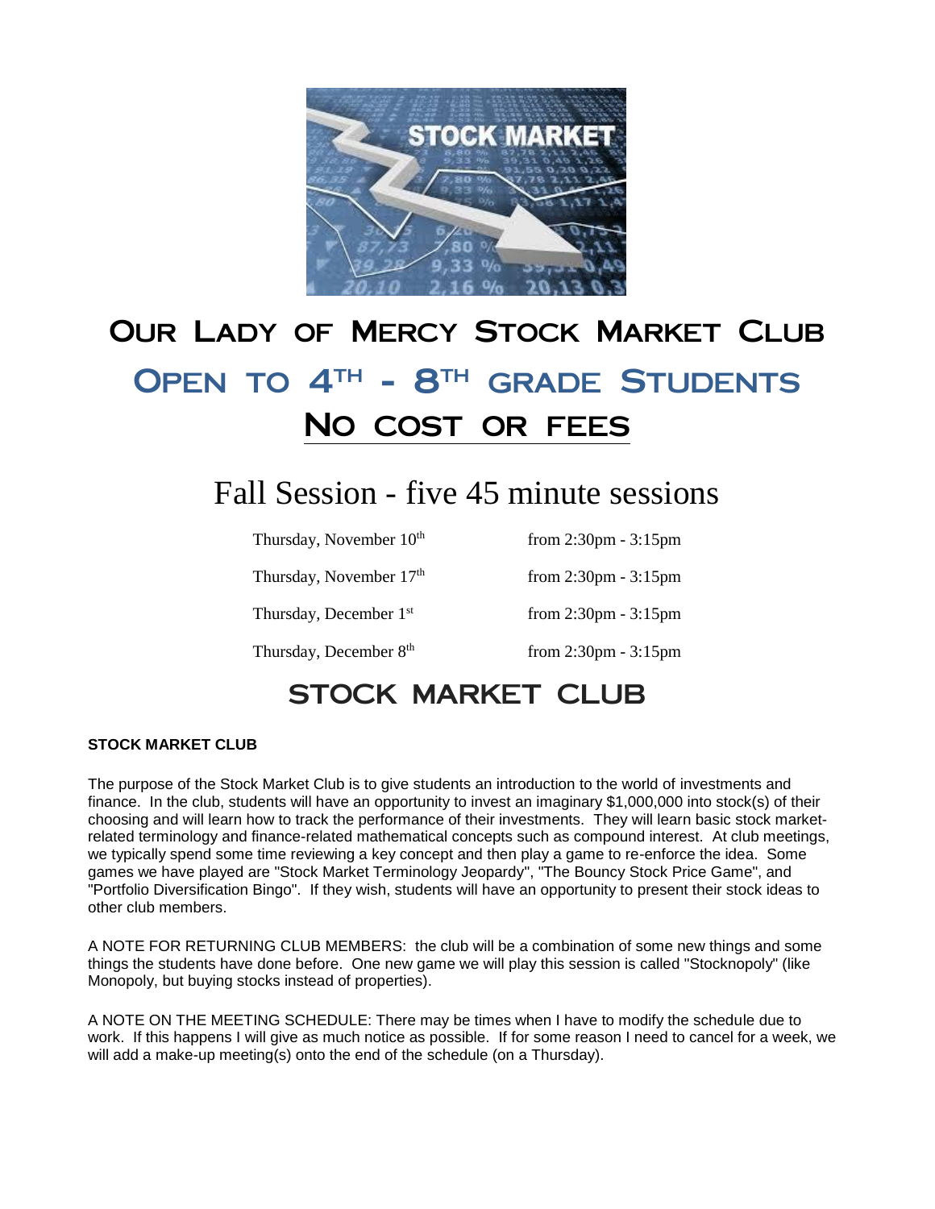# Our Lady of Mercy Stock Market Club

## Open to 4th - 8th grade Students

## No cost or fees

# Fall Session - five 45 minute sessions

| | |
|---|---|
| Thursday, November 10th | from 2:30pm - 3:15pm |
| Thursday, November 17th | from 2:30pm - 3:15pm |
| Thursday, December 1st | from 2:30pm - 3:15pm |
| Thursday, December 8th | from 2:30pm - 3:15pm |

# STOCK MARKET CLUB

**STOCK MARKET CLUB**

The purpose of the Stock Market Club is to give students an introduction to the world of investments and finance. In the club, students will have an opportunity to invest an imaginary $1,000,000 into stock(s) of their choosing and will learn how to track the performance of their investments. They will learn basic stock market-related terminology and finance-related mathematical concepts such as compound interest. At club meetings, we typically spend some time reviewing a key concept and then play a game to re-enforce the idea. Some games we have played are "Stock Market Terminology Jeopardy", "The Bouncy Stock Price Game", and "Portfolio Diversification Bingo". If they wish, students will have an opportunity to present their stock ideas to other club members.

A NOTE FOR RETURNING CLUB MEMBERS: the club will be a combination of some new things and some things the students have done before. One new game we will play this session is called "Stocknopoly" (like Monopoly, but buying stocks instead of properties).

A NOTE ON THE MEETING SCHEDULE: There may be times when I have to modify the schedule due to work. If this happens I will give as much notice as possible. If for some reason I need to cancel for a week, we will add a make-up meeting(s) onto the end of the schedule (on a Thursday).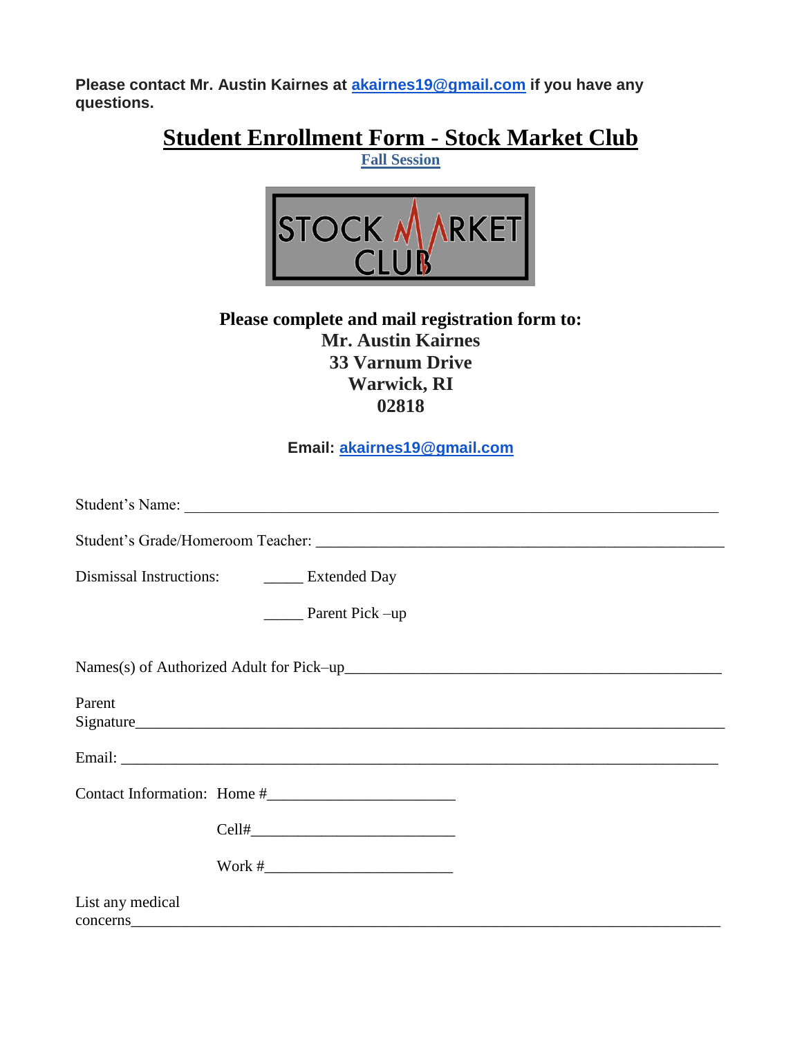**Please contact Mr. Austin Kairnes at [akairnes19@gmail.com](mailto:akairnes19@gmail.com) if you have any questions.**

# Student Enrollment Form - Stock Market Club

**Fall Session**

STOCK MARKET CLUB

**Please complete and mail registration form to:**
**Mr. Austin Kairnes**
**33 Varnum Drive**
**Warwick, RI**
**02818**

**Email: [akairnes19@gmail.com](mailto:akairnes19@gmail.com)**

Student's Name: ___________________________________________________________________

Student's Grade/Homeroom Teacher: ________________________________________________

Dismissal Instructions: _____ Extended Day

_____ Parent Pick –up

Names(s) of Authorized Adult for Pick–up_____________________________________________

Parent Signature_____________________________________________________________________

Email: ______________________________________________________________________________

Contact Information: Home #_______________________

Cell#_________________________

Work #_______________________

List any medical concerns______________________________________________________________